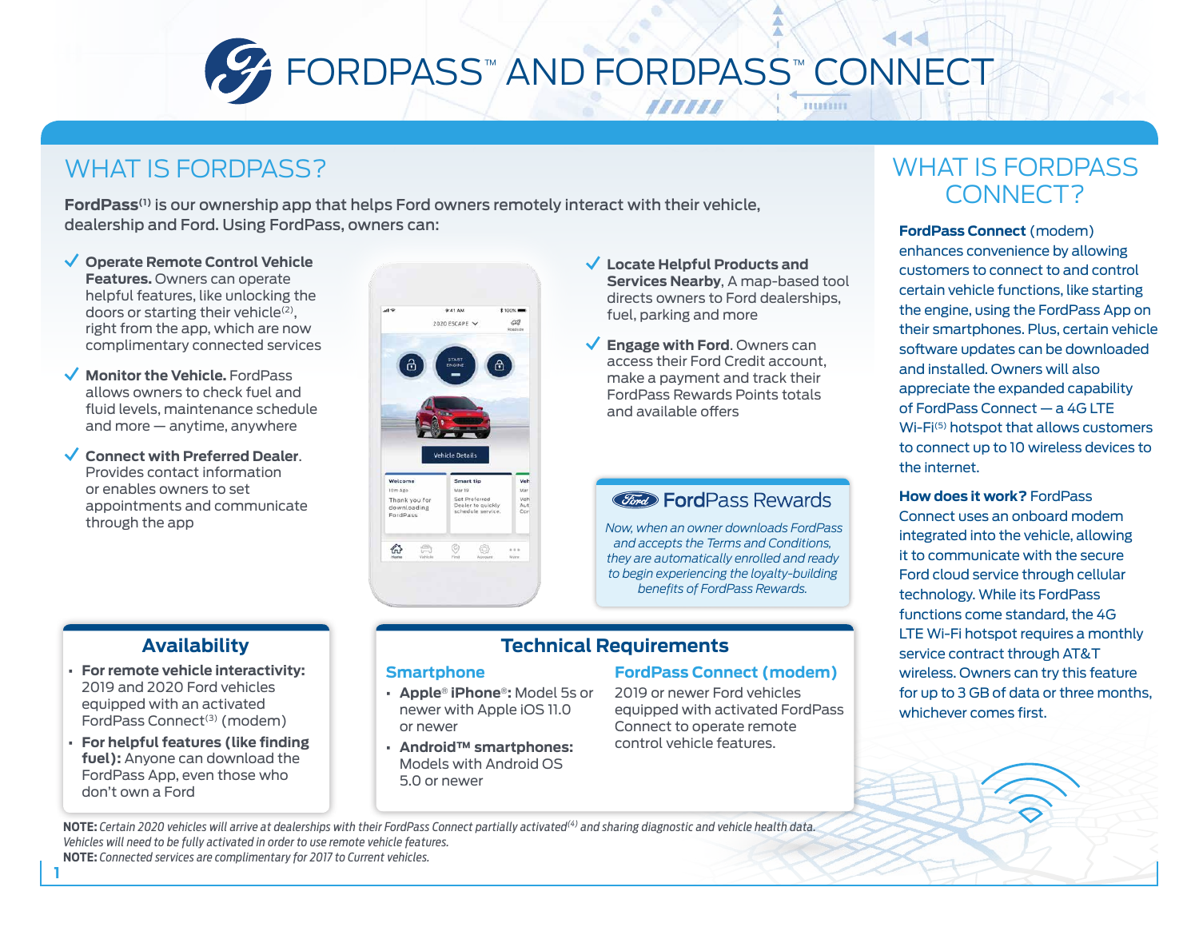# FORDPASS™ AND FORDPASS™ CONNECT

## WHAT IS FORDPASS?

**FordPass**[1] is our ownership app that helps Ford owners remotely interact with their vehicle, dealership and Ford. Using FordPass, owners can:

- ✓ **Operate Remote Control Vehicle Features.** Owners can operate helpful features, like unlocking the doors or starting their vehicle[2], right from the app, which are now complimentary connected services
- ✓ **Monitor the Vehicle.** FordPass allows owners to check fuel and fluid levels, maintenance schedule and more — anytime, anywhere
- ✓ **Connect with Preferred Dealer.** Provides contact information or enables owners to set appointments and communicate through the app
- ✓ **Locate Helpful Products and Services Nearby**, A map-based tool directs owners to Ford dealerships, fuel, parking and more
- ✓ **Engage with Ford**. Owners can access their Ford Credit account, make a payment and track their FordPass Rewards Points totals and available offers

### FordPass Rewards

*Now, when an owner downloads FordPass and accepts the Terms and Conditions, they are automatically enrolled and ready to begin experiencing the loyalty-building benefits of FordPass Rewards.*

### Availability

- **For remote vehicle interactivity:** 2019 and 2020 Ford vehicles equipped with an activated FordPass Connect[3] (modem)
- **For helpful features (like finding fuel):** Anyone can download the FordPass App, even those who don't own a Ford

### Technical Requirements

**Smartphone**

- **Apple® iPhone®:** Model 5s or newer with Apple iOS 11.0 or newer
- **Android™ smartphones:** Models with Android OS 5.0 or newer

**FordPass Connect (modem)**

2019 or newer Ford vehicles equipped with activated FordPass Connect to operate remote control vehicle features.

**NOTE:** *Certain 2020 vehicles will arrive at dealerships with their FordPass Connect partially activated[4] and sharing diagnostic and vehicle health data. Vehicles will need to be fully activated in order to use remote vehicle features.*

**NOTE:** *Connected services are complimentary for 2017 to Current vehicles.*

## WHAT IS FORDPASS CONNECT?

**FordPass Connect** (modem) enhances convenience by allowing customers to connect to and control certain vehicle functions, like starting the engine, using the FordPass App on their smartphones. Plus, certain vehicle software updates can be downloaded and installed. Owners will also appreciate the expanded capability of FordPass Connect — a 4G LTE Wi-Fi[5] hotspot that allows customers to connect up to 10 wireless devices to the internet.

**How does it work?** FordPass Connect uses an onboard modem integrated into the vehicle, allowing it to communicate with the secure Ford cloud service through cellular technology. While its FordPass functions come standard, the 4G LTE Wi-Fi hotspot requires a monthly service contract through AT&T wireless. Owners can try this feature for up to 3 GB of data or three months, whichever comes first.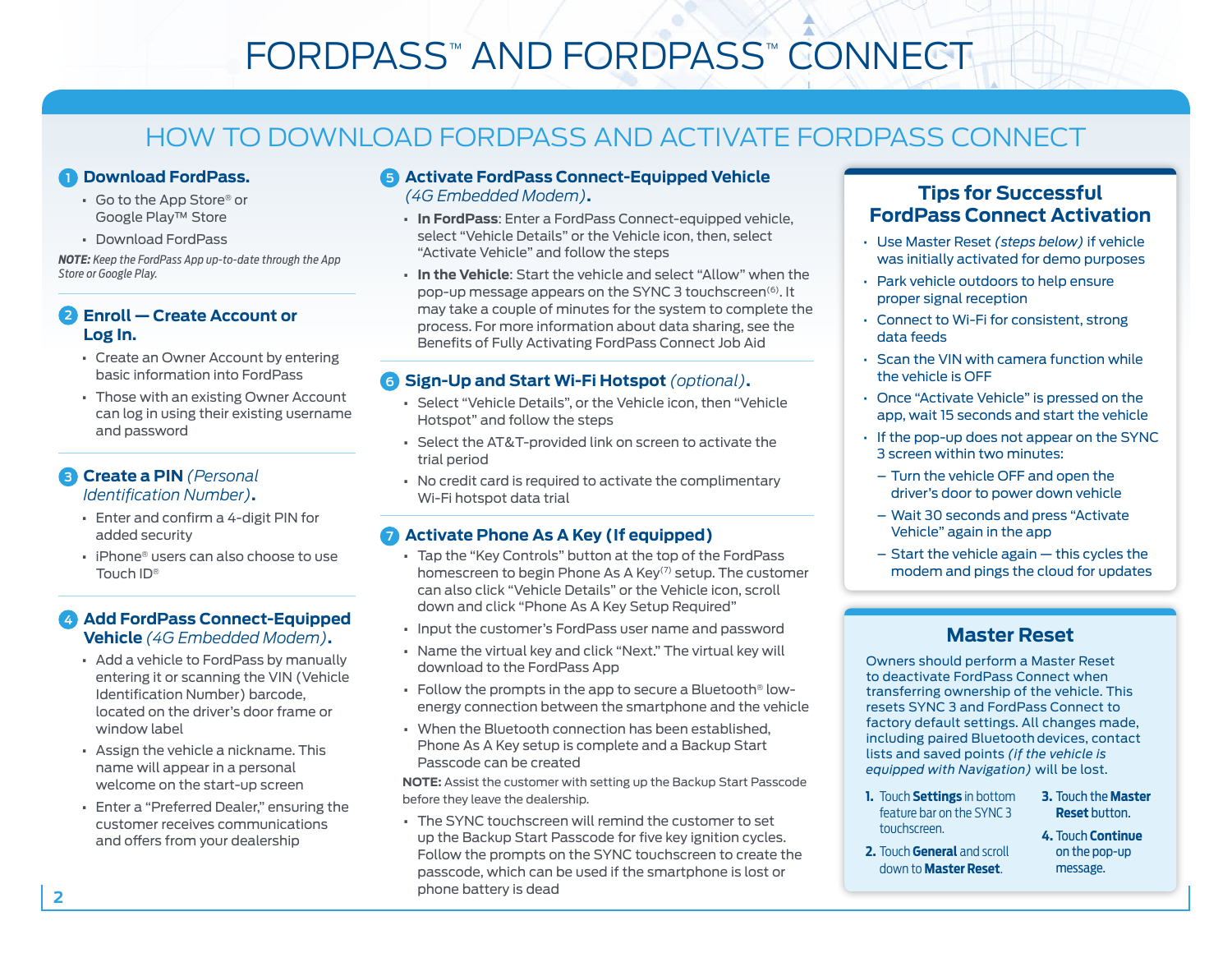# FORDPASS™ AND FORDPASS™ CONNECT

## HOW TO DOWNLOAD FORDPASS AND ACTIVATE FORDPASS CONNECT

### 1 Download FordPass.

- Go to the App Store® or Google Play™ Store
- Download FordPass

***NOTE:** Keep the FordPass App up-to-date through the App Store or Google Play.*

### 2 Enroll — Create Account or Log In.

- Create an Owner Account by entering basic information into FordPass
- Those with an existing Owner Account can log in using their existing username and password

### 3 Create a PIN *(Personal Identification Number)*.

- Enter and confirm a 4-digit PIN for added security
- iPhone® users can also choose to use Touch ID®

### 4 Add FordPass Connect-Equipped Vehicle *(4G Embedded Modem)*.

- Add a vehicle to FordPass by manually entering it or scanning the VIN (Vehicle Identification Number) barcode, located on the driver's door frame or window label
- Assign the vehicle a nickname. This name will appear in a personal welcome on the start-up screen
- Enter a "Preferred Dealer," ensuring the customer receives communications and offers from your dealership

### 5 Activate FordPass Connect-Equipped Vehicle *(4G Embedded Modem)*.

- **In FordPass**: Enter a FordPass Connect-equipped vehicle, select "Vehicle Details" or the Vehicle icon, then, select "Activate Vehicle" and follow the steps
- **In the Vehicle**: Start the vehicle and select "Allow" when the pop-up message appears on the SYNC 3 touchscreen[6]. It may take a couple of minutes for the system to complete the process. For more information about data sharing, see the Benefits of Fully Activating FordPass Connect Job Aid

### 6 Sign-Up and Start Wi-Fi Hotspot *(optional)*.

- Select "Vehicle Details", or the Vehicle icon, then "Vehicle Hotspot" and follow the steps
- Select the AT&T-provided link on screen to activate the trial period
- No credit card is required to activate the complimentary Wi-Fi hotspot data trial

### 7 Activate Phone As A Key (If equipped)

- Tap the "Key Controls" button at the top of the FordPass homescreen to begin Phone As A Key[7] setup. The customer can also click "Vehicle Details" or the Vehicle icon, scroll down and click "Phone As A Key Setup Required"
- Input the customer's FordPass user name and password
- Name the virtual key and click "Next." The virtual key will download to the FordPass App
- Follow the prompts in the app to secure a Bluetooth® low-energy connection between the smartphone and the vehicle
- When the Bluetooth connection has been established, Phone As A Key setup is complete and a Backup Start Passcode can be created

**NOTE:** Assist the customer with setting up the Backup Start Passcode before they leave the dealership.

- The SYNC touchscreen will remind the customer to set up the Backup Start Passcode for five key ignition cycles. Follow the prompts on the SYNC touchscreen to create the passcode, which can be used if the smartphone is lost or phone battery is dead

### Tips for Successful FordPass Connect Activation

- Use Master Reset *(steps below)* if vehicle was initially activated for demo purposes
- Park vehicle outdoors to help ensure proper signal reception
- Connect to Wi-Fi for consistent, strong data feeds
- Scan the VIN with camera function while the vehicle is OFF
- Once "Activate Vehicle" is pressed on the app, wait 15 seconds and start the vehicle
- If the pop-up does not appear on the SYNC 3 screen within two minutes:
  - Turn the vehicle OFF and open the driver's door to power down vehicle
  - Wait 30 seconds and press "Activate Vehicle" again in the app
  - Start the vehicle again – this cycles the modem and pings the cloud for updates

### Master Reset

Owners should perform a Master Reset to deactivate FordPass Connect when transferring ownership of the vehicle. This resets SYNC 3 and FordPass Connect to factory default settings. All changes made, including paired Bluetooth devices, contact lists and saved points *(if the vehicle is equipped with Navigation)* will be lost.

1. Touch **Settings** in bottom feature bar on the SYNC 3 touchscreen.
2. Touch **General** and scroll down to **Master Reset**.
3. Touch the **Master Reset** button.
4. Touch **Continue** on the pop-up message.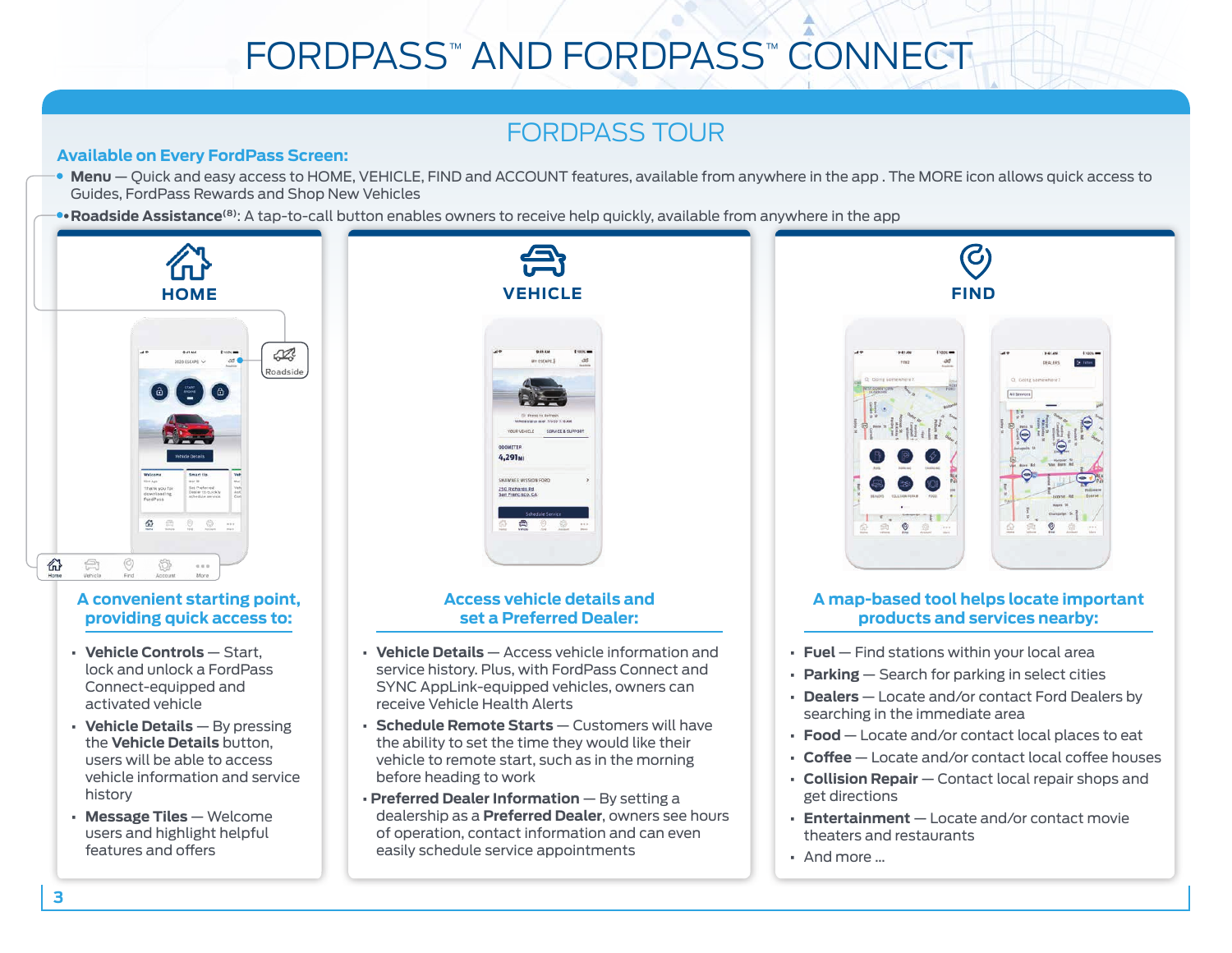# FORDPASS™ AND FORDPASS™ CONNECT

## FORDPASS TOUR

**Available on Every FordPass Screen:**

- **Menu** — Quick and easy access to HOME, VEHICLE, FIND and ACCOUNT features, available from anywhere in the app . The MORE icon allows quick access to Guides, FordPass Rewards and Shop New Vehicles
- **Roadside Assistance**[8]: A tap-to-call button enables owners to receive help quickly, available from anywhere in the app

### HOME

**A convenient starting point, providing quick access to:**

- **Vehicle Controls** — Start, lock and unlock a FordPass Connect-equipped and activated vehicle
- **Vehicle Details** — By pressing the **Vehicle Details** button, users will be able to access vehicle information and service history
- **Message Tiles** — Welcome users and highlight helpful features and offers

### VEHICLE

**Access vehicle details and set a Preferred Dealer:**

- **Vehicle Details** — Access vehicle information and service history. Plus, with FordPass Connect and SYNC AppLink-equipped vehicles, owners can receive Vehicle Health Alerts
- **Schedule Remote Starts** — Customers will have the ability to set the time they would like their vehicle to remote start, such as in the morning before heading to work
- **Preferred Dealer Information** — By setting a dealership as a **Preferred Dealer**, owners see hours of operation, contact information and can even easily schedule service appointments

### FIND

**A map-based tool helps locate important products and services nearby:**

- **Fuel** — Find stations within your local area
- **Parking** — Search for parking in select cities
- **Dealers** — Locate and/or contact Ford Dealers by searching in the immediate area
- **Food** — Locate and/or contact local places to eat
- **Coffee** — Locate and/or contact local coffee houses
- **Collision Repair** — Contact local repair shops and get directions
- **Entertainment** — Locate and/or contact movie theaters and restaurants
- And more ...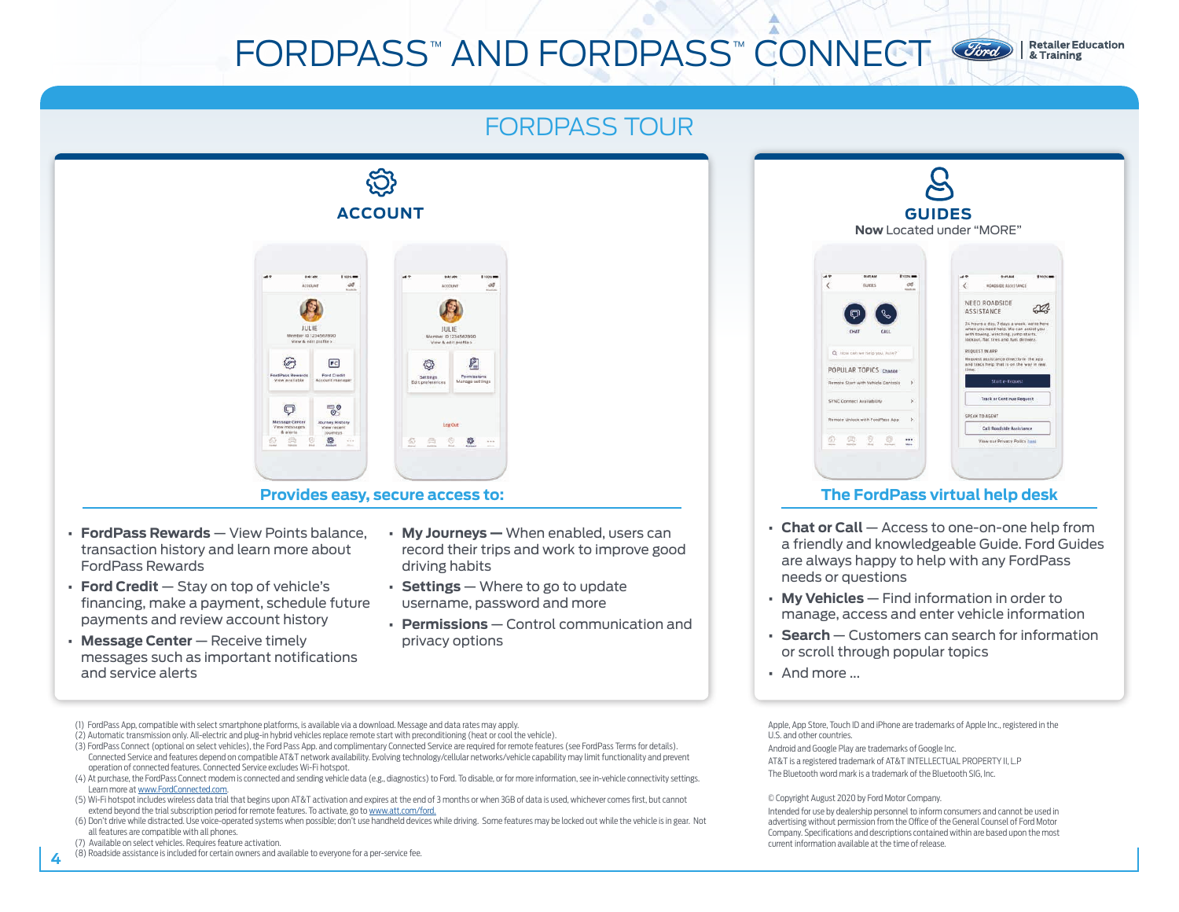# FORDPASS™ AND FORDPASS™ CONNECT

Retailer Education & Training

## FORDPASS TOUR

### ACCOUNT

**Provides easy, secure access to:**

- **FordPass Rewards** — View Points balance, transaction history and learn more about FordPass Rewards
- **Ford Credit** — Stay on top of vehicle's financing, make a payment, schedule future payments and review account history
- **Message Center** — Receive timely messages such as important notifications and service alerts
- **My Journeys —** When enabled, users can record their trips and work to improve good driving habits
- **Settings** — Where to go to update username, password and more
- **Permissions** — Control communication and privacy options

### GUIDES

**Now** Located under "MORE"

**The FordPass virtual help desk**

- **Chat or Call** — Access to one-on-one help from a friendly and knowledgeable Guide. Ford Guides are always happy to help with any FordPass needs or questions
- **My Vehicles** — Find information in order to manage, access and enter vehicle information
- **Search** — Customers can search for information or scroll through popular topics
- And more ...

(1) FordPass App, compatible with select smartphone platforms, is available via a download. Message and data rates may apply.
(2) Automatic transmission only. All-electric and plug-in hybrid vehicles replace remote start with preconditioning (heat or cool the vehicle).
(3) FordPass Connect (optional on select vehicles), the Ford Pass App, and complimentary Connected Service are required for remote features (see FordPass Terms for details). Connected Service and features depend on compatible AT&T network availability. Evolving technology/cellular networks/vehicle capability may limit functionality and prevent operation of connected features. Connected Service excludes Wi-Fi hotspot.
(4) At purchase, the FordPass Connect modem is connected and sending vehicle data (e.g., diagnostics) to Ford. To disable, or for more information, see in-vehicle connectivity settings. Learn more at www.FordConnected.com.
(5) Wi-Fi hotspot includes wireless data trial that begins upon AT&T activation and expires at the end of 3 months or when 3GB of data is used, whichever comes first, but cannot extend beyond the trial subscription period for remote features. To activate, go to www.att.com/ford.
(6) Don't drive while distracted. Use voice-operated systems when possible; don't use handheld devices while driving. Some features may be locked out while the vehicle is in gear. Not all features are compatible with all phones.
(7) Available on select vehicles. Requires feature activation.
(8) Roadside assistance is included for certain owners and available to everyone for a per-service fee.

Apple, App Store, Touch ID and iPhone are trademarks of Apple Inc., registered in the U.S. and other countries.

Android and Google Play are trademarks of Google Inc.

AT&T is a registered trademark of AT&T INTELLECTUAL PROPERTY II, L.P

The Bluetooth word mark is a trademark of the Bluetooth SIG, Inc.

© Copyright August 2020 by Ford Motor Company.

Intended for use by dealership personnel to inform consumers and cannot be used in advertising without permission from the Office of the General Counsel of Ford Motor Company. Specifications and descriptions contained within are based upon the most current information available at the time of release.